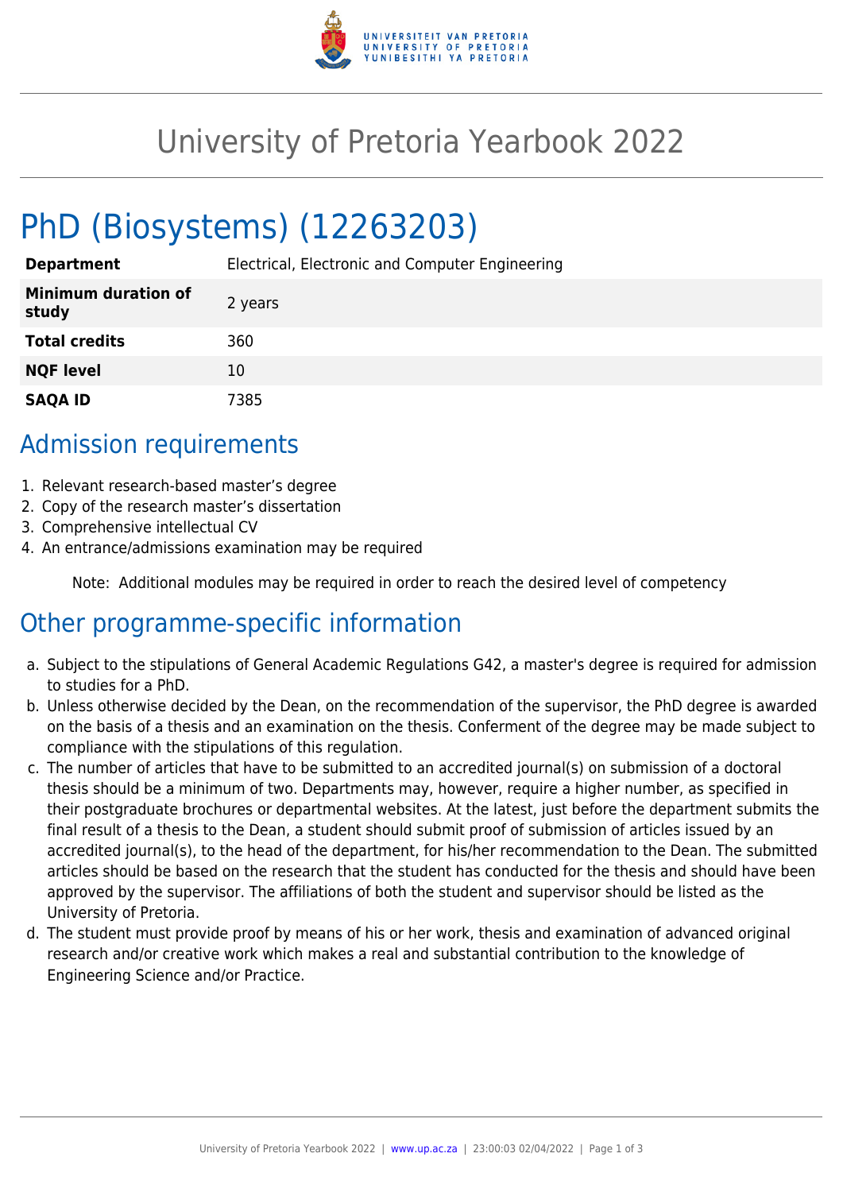# University of Pretoria Yearbook 2022

# PhD (Biosystems) (12263203)

| | |
|---|---|
| **Department** | Electrical, Electronic and Computer Engineering |
| **Minimum duration of study** | 2 years |
| **Total credits** | 360 |
| **NQF level** | 10 |
| **SAQA ID** | 7385 |

## Admission requirements

1. Relevant research-based master's degree
2. Copy of the research master's dissertation
3. Comprehensive intellectual CV
4. An entrance/admissions examination may be required

Note: Additional modules may be required in order to reach the desired level of competency

## Other programme-specific information

a. Subject to the stipulations of General Academic Regulations G42, a master's degree is required for admission to studies for a PhD.

b. Unless otherwise decided by the Dean, on the recommendation of the supervisor, the PhD degree is awarded on the basis of a thesis and an examination on the thesis. Conferment of the degree may be made subject to compliance with the stipulations of this regulation.

c. The number of articles that have to be submitted to an accredited journal(s) on submission of a doctoral thesis should be a minimum of two. Departments may, however, require a higher number, as specified in their postgraduate brochures or departmental websites. At the latest, just before the department submits the final result of a thesis to the Dean, a student should submit proof of submission of articles issued by an accredited journal(s), to the head of the department, for his/her recommendation to the Dean. The submitted articles should be based on the research that the student has conducted for the thesis and should have been approved by the supervisor. The affiliations of both the student and supervisor should be listed as the University of Pretoria.

d. The student must provide proof by means of his or her work, thesis and examination of advanced original research and/or creative work which makes a real and substantial contribution to the knowledge of Engineering Science and/or Practice.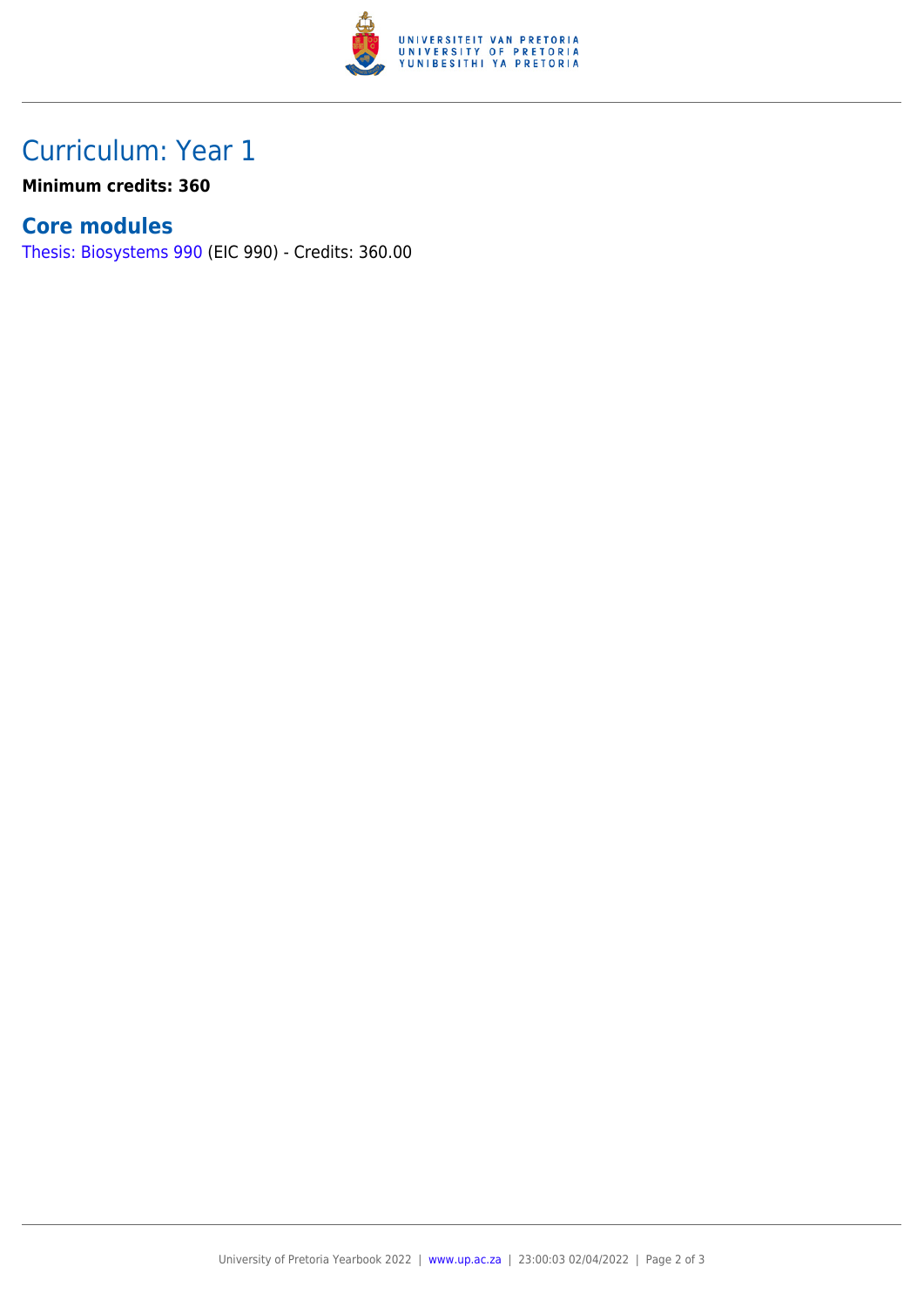## Curriculum: Year 1

**Minimum credits: 360**

### Core modules

Thesis: Biosystems 990 (EIC 990) - Credits: 360.00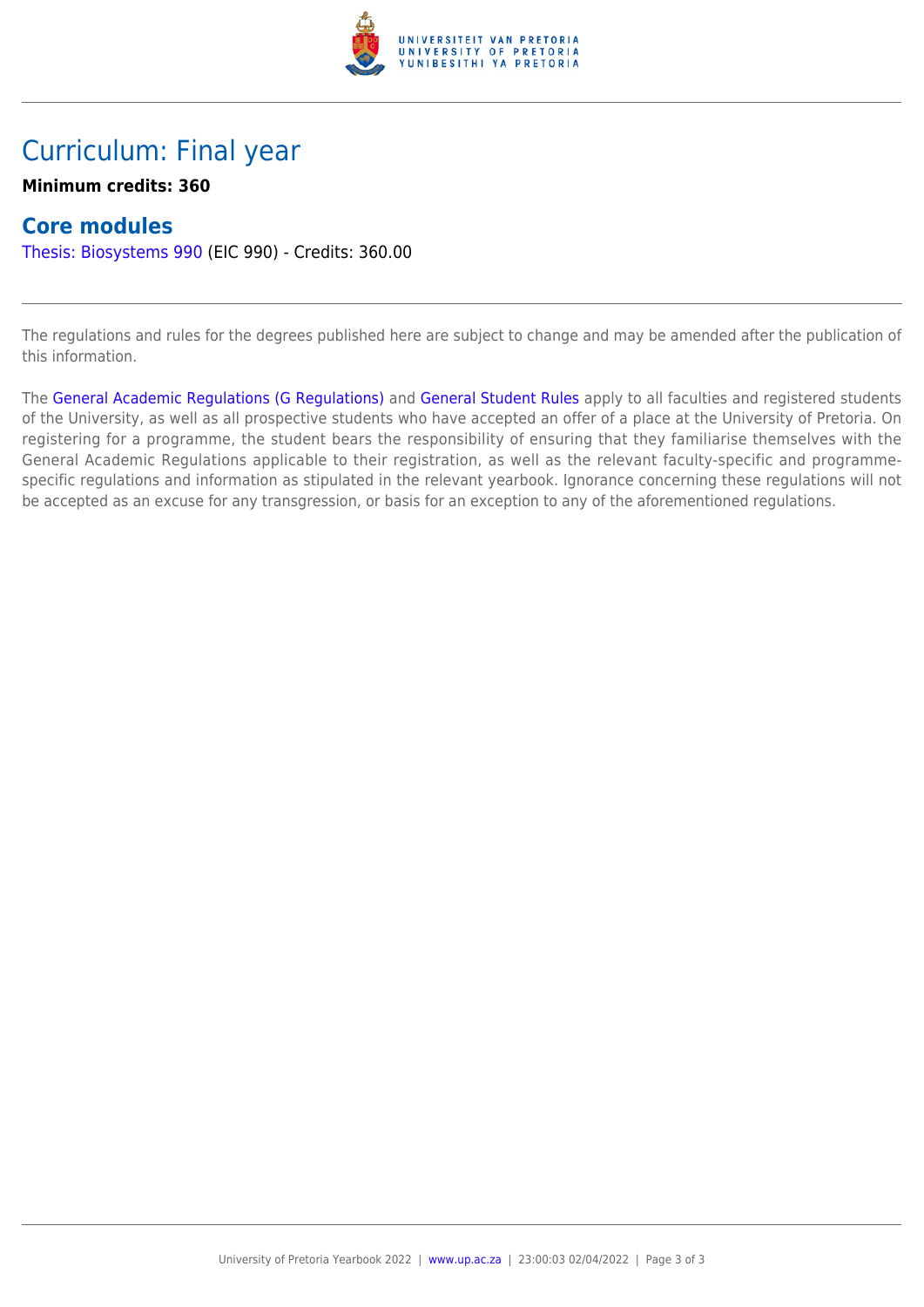# Curriculum: Final year

**Minimum credits: 360**

## Core modules

Thesis: Biosystems 990 (EIC 990) - Credits: 360.00

---

The regulations and rules for the degrees published here are subject to change and may be amended after the publication of this information.

The General Academic Regulations (G Regulations) and General Student Rules apply to all faculties and registered students of the University, as well as all prospective students who have accepted an offer of a place at the University of Pretoria. On registering for a programme, the student bears the responsibility of ensuring that they familiarise themselves with the General Academic Regulations applicable to their registration, as well as the relevant faculty-specific and programme-specific regulations and information as stipulated in the relevant yearbook. Ignorance concerning these regulations will not be accepted as an excuse for any transgression, or basis for an exception to any of the aforementioned regulations.